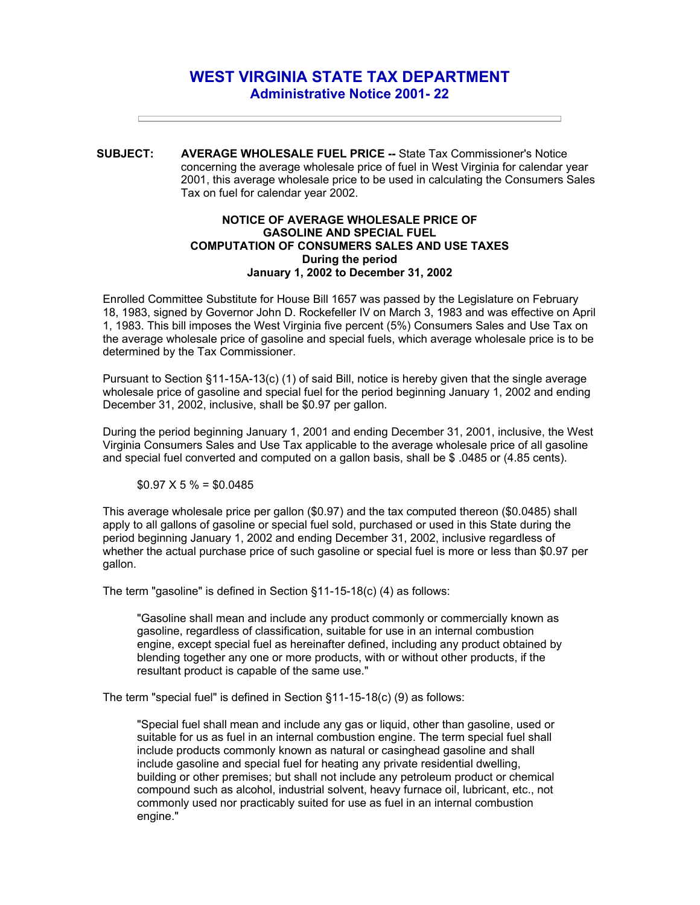# WEST VIRGINIA STATE TAX DEPARTMENT

## Administrative Notice 2001- 22

---

**SUBJECT:** **AVERAGE WHOLESALE FUEL PRICE --** State Tax Commissioner's Notice concerning the average wholesale price of fuel in West Virginia for calendar year 2001, this average wholesale price to be used in calculating the Consumers Sales Tax on fuel for calendar year 2002.

**NOTICE OF AVERAGE WHOLESALE PRICE OF GASOLINE AND SPECIAL FUEL COMPUTATION OF CONSUMERS SALES AND USE TAXES During the period January 1, 2002 to December 31, 2002**

Enrolled Committee Substitute for House Bill 1657 was passed by the Legislature on February 18, 1983, signed by Governor John D. Rockefeller IV on March 3, 1983 and was effective on April 1, 1983. This bill imposes the West Virginia five percent (5%) Consumers Sales and Use Tax on the average wholesale price of gasoline and special fuels, which average wholesale price is to be determined by the Tax Commissioner.

Pursuant to Section §11-15A-13(c) (1) of said Bill, notice is hereby given that the single average wholesale price of gasoline and special fuel for the period beginning January 1, 2002 and ending December 31, 2002, inclusive, shall be $0.97 per gallon.

During the period beginning January 1, 2001 and ending December 31, 2001, inclusive, the West Virginia Consumers Sales and Use Tax applicable to the average wholesale price of all gasoline and special fuel converted and computed on a gallon basis, shall be $ .0485 or (4.85 cents).

$0.97 X 5 % = $0.0485

This average wholesale price per gallon ($0.97) and the tax computed thereon ($0.0485) shall apply to all gallons of gasoline or special fuel sold, purchased or used in this State during the period beginning January 1, 2002 and ending December 31, 2002, inclusive regardless of whether the actual purchase price of such gasoline or special fuel is more or less than $0.97 per gallon.

The term "gasoline" is defined in Section §11-15-18(c) (4) as follows:

> "Gasoline shall mean and include any product commonly or commercially known as gasoline, regardless of classification, suitable for use in an internal combustion engine, except special fuel as hereinafter defined, including any product obtained by blending together any one or more products, with or without other products, if the resultant product is capable of the same use."

The term "special fuel" is defined in Section §11-15-18(c) (9) as follows:

> "Special fuel shall mean and include any gas or liquid, other than gasoline, used or suitable for us as fuel in an internal combustion engine. The term special fuel shall include products commonly known as natural or casinghead gasoline and shall include gasoline and special fuel for heating any private residential dwelling, building or other premises; but shall not include any petroleum product or chemical compound such as alcohol, industrial solvent, heavy furnace oil, lubricant, etc., not commonly used nor practicably suited for use as fuel in an internal combustion engine."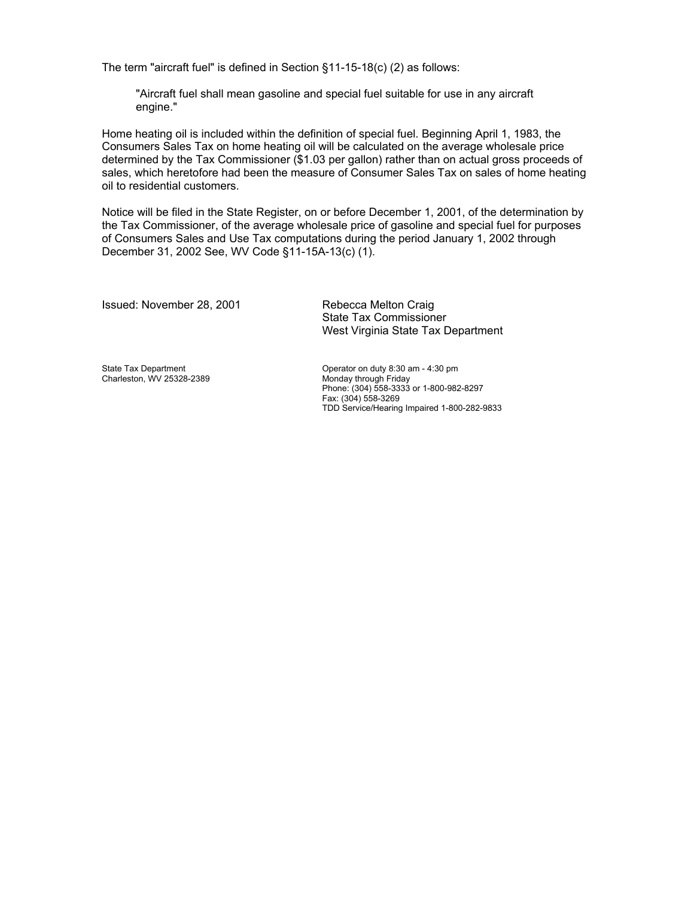The term "aircraft fuel" is defined in Section §11-15-18(c) (2) as follows:

> "Aircraft fuel shall mean gasoline and special fuel suitable for use in any aircraft engine."

Home heating oil is included within the definition of special fuel. Beginning April 1, 1983, the Consumers Sales Tax on home heating oil will be calculated on the average wholesale price determined by the Tax Commissioner ($1.03 per gallon) rather than on actual gross proceeds of sales, which heretofore had been the measure of Consumer Sales Tax on sales of home heating oil to residential customers.

Notice will be filed in the State Register, on or before December 1, 2001, of the determination by the Tax Commissioner, of the average wholesale price of gasoline and special fuel for purposes of Consumers Sales and Use Tax computations during the period January 1, 2002 through December 31, 2002 See, WV Code §11-15A-13(c) (1).

Issued: November 28, 2001

Rebecca Melton Craig
State Tax Commissioner
West Virginia State Tax Department

State Tax Department
Charleston, WV 25328-2389

Operator on duty 8:30 am - 4:30 pm
Monday through Friday
Phone: (304) 558-3333 or 1-800-982-8297
Fax: (304) 558-3269
TDD Service/Hearing Impaired 1-800-282-9833